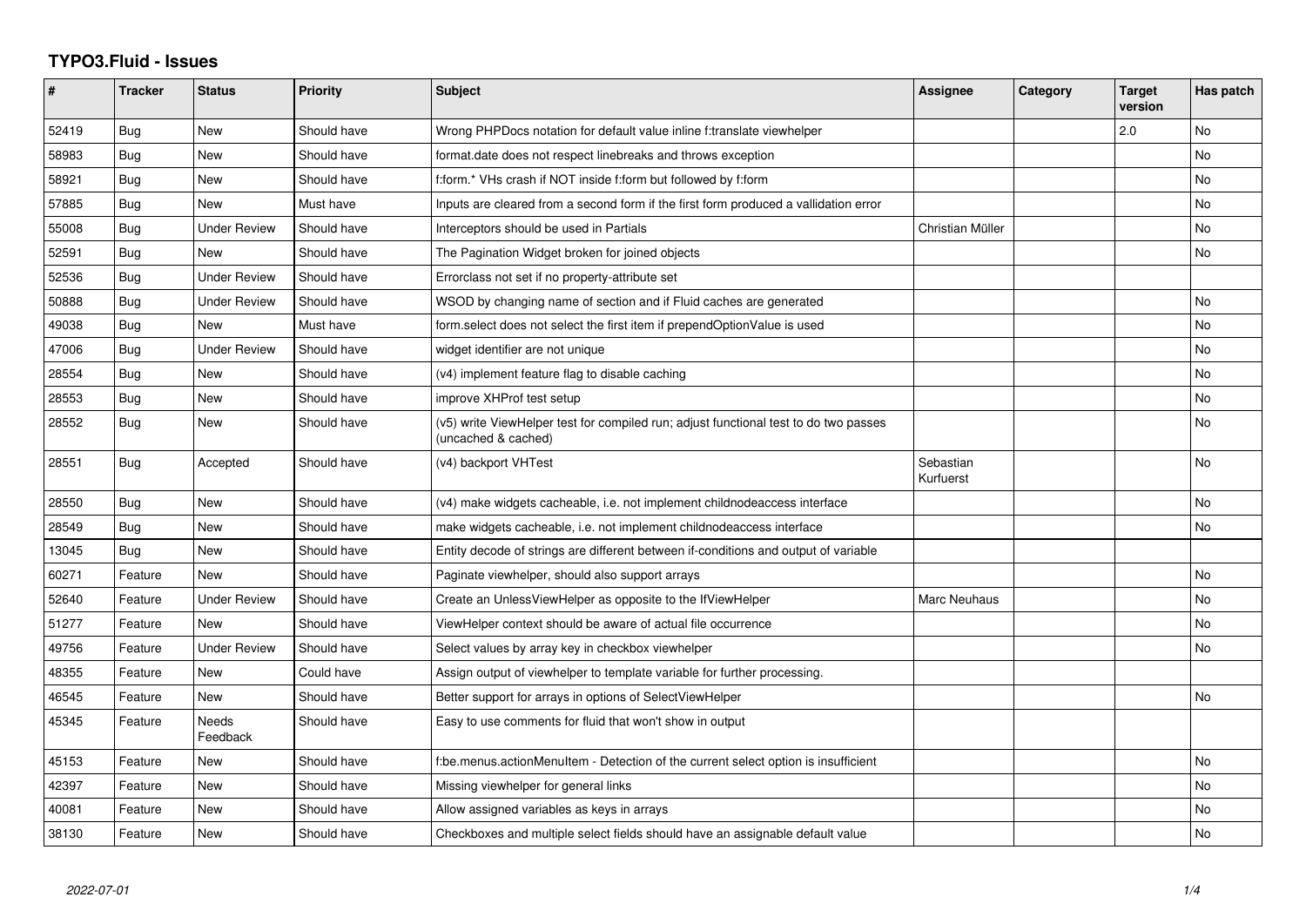# TYPO3.Fluid - Issues

| # | Tracker | Status | Priority | Subject | Assignee | Category | Target version | Has patch |
|---|---|---|---|---|---|---|---|---|
| 52419 | Bug | New | Should have | Wrong PHPDocs notation for default value inline f:translate viewhelper | | | 2.0 | No |
| 58983 | Bug | New | Should have | format.date does not respect linebreaks and throws exception | | | | No |
| 58921 | Bug | New | Should have | f:form.* VHs crash if NOT inside f:form but followed by f:form | | | | No |
| 57885 | Bug | New | Must have | Inputs are cleared from a second form if the first form produced a vallidation error | | | | No |
| 55008 | Bug | Under Review | Should have | Interceptors should be used in Partials | Christian Müller | | | No |
| 52591 | Bug | New | Should have | The Pagination Widget broken for joined objects | | | | No |
| 52536 | Bug | Under Review | Should have | Errorclass not set if no property-attribute set | | | | |
| 50888 | Bug | Under Review | Should have | WSOD by changing name of section and if Fluid caches are generated | | | | No |
| 49038 | Bug | New | Must have | form.select does not select the first item if prependOptionValue is used | | | | No |
| 47006 | Bug | Under Review | Should have | widget identifier are not unique | | | | No |
| 28554 | Bug | New | Should have | (v4) implement feature flag to disable caching | | | | No |
| 28553 | Bug | New | Should have | improve XHProf test setup | | | | No |
| 28552 | Bug | New | Should have | (v5) write ViewHelper test for compiled run; adjust functional test to do two passes (uncached & cached) | | | | No |
| 28551 | Bug | Accepted | Should have | (v4) backport VHTest | Sebastian Kurfuerst | | | No |
| 28550 | Bug | New | Should have | (v4) make widgets cacheable, i.e. not implement childnodeaccess interface | | | | No |
| 28549 | Bug | New | Should have | make widgets cacheable, i.e. not implement childnodeaccess interface | | | | No |
| 13045 | Bug | New | Should have | Entity decode of strings are different between if-conditions and output of variable | | | | |
| 60271 | Feature | New | Should have | Paginate viewhelper, should also support arrays | | | | No |
| 52640 | Feature | Under Review | Should have | Create an UnlessViewHelper as opposite to the IfViewHelper | Marc Neuhaus | | | No |
| 51277 | Feature | New | Should have | ViewHelper context should be aware of actual file occurrence | | | | No |
| 49756 | Feature | Under Review | Should have | Select values by array key in checkbox viewhelper | | | | No |
| 48355 | Feature | New | Could have | Assign output of viewhelper to template variable for further processing. | | | | |
| 46545 | Feature | New | Should have | Better support for arrays in options of SelectViewHelper | | | | No |
| 45345 | Feature | Needs Feedback | Should have | Easy to use comments for fluid that won't show in output | | | | |
| 45153 | Feature | New | Should have | f:be.menus.actionMenuItem - Detection of the current select option is insufficient | | | | No |
| 42397 | Feature | New | Should have | Missing viewhelper for general links | | | | No |
| 40081 | Feature | New | Should have | Allow assigned variables as keys in arrays | | | | No |
| 38130 | Feature | New | Should have | Checkboxes and multiple select fields should have an assignable default value | | | | No |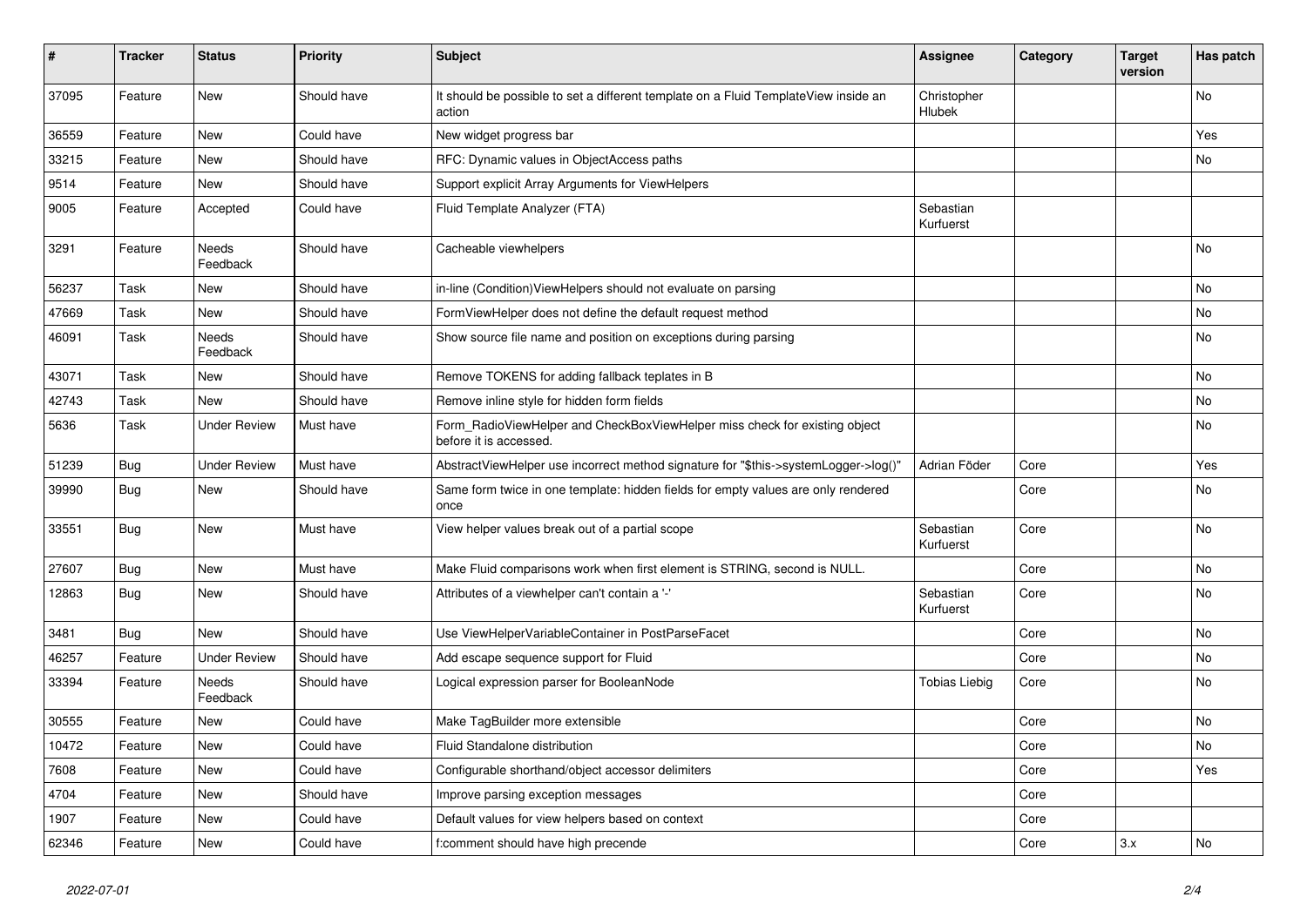| # | Tracker | Status | Priority | Subject | Assignee | Category | Target version | Has patch |
|---|---|---|---|---|---|---|---|---|
| 37095 | Feature | New | Should have | It should be possible to set a different template on a Fluid TemplateView inside an action | Christopher Hlubek | | | No |
| 36559 | Feature | New | Could have | New widget progress bar | | | | Yes |
| 33215 | Feature | New | Should have | RFC: Dynamic values in ObjectAccess paths | | | | No |
| 9514 | Feature | New | Should have | Support explicit Array Arguments for ViewHelpers | | | | |
| 9005 | Feature | Accepted | Could have | Fluid Template Analyzer (FTA) | Sebastian Kurfuerst | | | |
| 3291 | Feature | Needs Feedback | Should have | Cacheable viewhelpers | | | | No |
| 56237 | Task | New | Should have | in-line (Condition)ViewHelpers should not evaluate on parsing | | | | No |
| 47669 | Task | New | Should have | FormViewHelper does not define the default request method | | | | No |
| 46091 | Task | Needs Feedback | Should have | Show source file name and position on exceptions during parsing | | | | No |
| 43071 | Task | New | Should have | Remove TOKENS for adding fallback teplates in B | | | | No |
| 42743 | Task | New | Should have | Remove inline style for hidden form fields | | | | No |
| 5636 | Task | Under Review | Must have | Form_RadioViewHelper and CheckBoxViewHelper miss check for existing object before it is accessed. | | | | No |
| 51239 | Bug | Under Review | Must have | AbstractViewHelper use incorrect method signature for "$this->systemLogger->log()" | Adrian Föder | Core | | Yes |
| 39990 | Bug | New | Should have | Same form twice in one template: hidden fields for empty values are only rendered once | | Core | | No |
| 33551 | Bug | New | Must have | View helper values break out of a partial scope | Sebastian Kurfuerst | Core | | No |
| 27607 | Bug | New | Must have | Make Fluid comparisons work when first element is STRING, second is NULL. | | Core | | No |
| 12863 | Bug | New | Should have | Attributes of a viewhelper can't contain a '-' | Sebastian Kurfuerst | Core | | No |
| 3481 | Bug | New | Should have | Use ViewHelperVariableContainer in PostParseFacet | | Core | | No |
| 46257 | Feature | Under Review | Should have | Add escape sequence support for Fluid | | Core | | No |
| 33394 | Feature | Needs Feedback | Should have | Logical expression parser for BooleanNode | Tobias Liebig | Core | | No |
| 30555 | Feature | New | Could have | Make TagBuilder more extensible | | Core | | No |
| 10472 | Feature | New | Could have | Fluid Standalone distribution | | Core | | No |
| 7608 | Feature | New | Could have | Configurable shorthand/object accessor delimiters | | Core | | Yes |
| 4704 | Feature | New | Should have | Improve parsing exception messages | | Core | | |
| 1907 | Feature | New | Could have | Default values for view helpers based on context | | Core | | |
| 62346 | Feature | New | Could have | f:comment should have high precende | | Core | 3.x | No |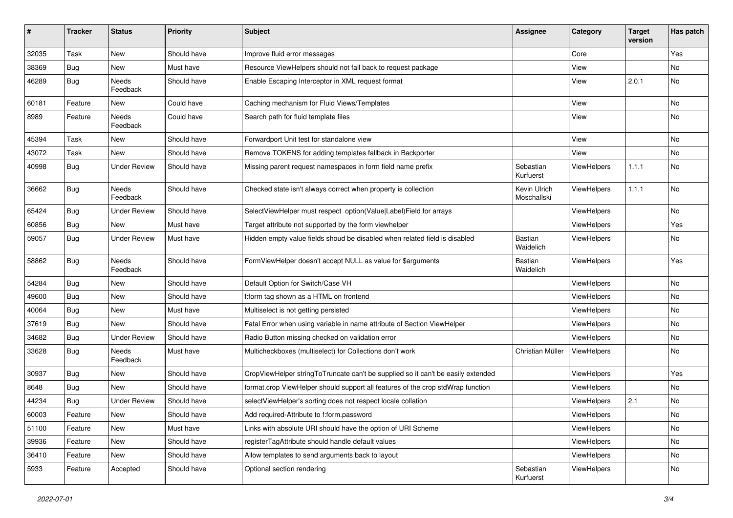| # | Tracker | Status | Priority | Subject | Assignee | Category | Target version | Has patch |
|---|---|---|---|---|---|---|---|---|
| 32035 | Task | New | Should have | Improve fluid error messages | | Core | | Yes |
| 38369 | Bug | New | Must have | Resource ViewHelpers should not fall back to request package | | View | | No |
| 46289 | Bug | Needs Feedback | Should have | Enable Escaping Interceptor in XML request format | | View | 2.0.1 | No |
| 60181 | Feature | New | Could have | Caching mechanism for Fluid Views/Templates | | View | | No |
| 8989 | Feature | Needs Feedback | Could have | Search path for fluid template files | | View | | No |
| 45394 | Task | New | Should have | Forwardport Unit test for standalone view | | View | | No |
| 43072 | Task | New | Should have | Remove TOKENS for adding templates fallback in Backporter | | View | | No |
| 40998 | Bug | Under Review | Should have | Missing parent request namespaces in form field name prefix | Sebastian Kurfuerst | ViewHelpers | 1.1.1 | No |
| 36662 | Bug | Needs Feedback | Should have | Checked state isn't always correct when property is collection | Kevin Ulrich Moschallski | ViewHelpers | 1.1.1 | No |
| 65424 | Bug | Under Review | Should have | SelectViewHelper must respect option(Value\|Label)Field for arrays | | ViewHelpers | | No |
| 60856 | Bug | New | Must have | Target attribute not supported by the form viewhelper | | ViewHelpers | | Yes |
| 59057 | Bug | Under Review | Must have | Hidden empty value fields shoud be disabled when related field is disabled | Bastian Waidelich | ViewHelpers | | No |
| 58862 | Bug | Needs Feedback | Should have | FormViewHelper doesn't accept NULL as value for $arguments | Bastian Waidelich | ViewHelpers | | Yes |
| 54284 | Bug | New | Should have | Default Option for Switch/Case VH | | ViewHelpers | | No |
| 49600 | Bug | New | Should have | f:form tag shown as a HTML on frontend | | ViewHelpers | | No |
| 40064 | Bug | New | Must have | Multiselect is not getting persisted | | ViewHelpers | | No |
| 37619 | Bug | New | Should have | Fatal Error when using variable in name attribute of Section ViewHelper | | ViewHelpers | | No |
| 34682 | Bug | Under Review | Should have | Radio Button missing checked on validation error | | ViewHelpers | | No |
| 33628 | Bug | Needs Feedback | Must have | Multicheckboxes (multiselect) for Collections don't work | Christian Müller | ViewHelpers | | No |
| 30937 | Bug | New | Should have | CropViewHelper stringToTruncate can't be supplied so it can't be easily extended | | ViewHelpers | | Yes |
| 8648 | Bug | New | Should have | format.crop ViewHelper should support all features of the crop stdWrap function | | ViewHelpers | | No |
| 44234 | Bug | Under Review | Should have | selectViewHelper's sorting does not respect locale collation | | ViewHelpers | 2.1 | No |
| 60003 | Feature | New | Should have | Add required-Attribute to f:form.password | | ViewHelpers | | No |
| 51100 | Feature | New | Must have | Links with absolute URI should have the option of URI Scheme | | ViewHelpers | | No |
| 39936 | Feature | New | Should have | registerTagAttribute should handle default values | | ViewHelpers | | No |
| 36410 | Feature | New | Should have | Allow templates to send arguments back to layout | | ViewHelpers | | No |
| 5933 | Feature | Accepted | Should have | Optional section rendering | Sebastian Kurfuerst | ViewHelpers | | No |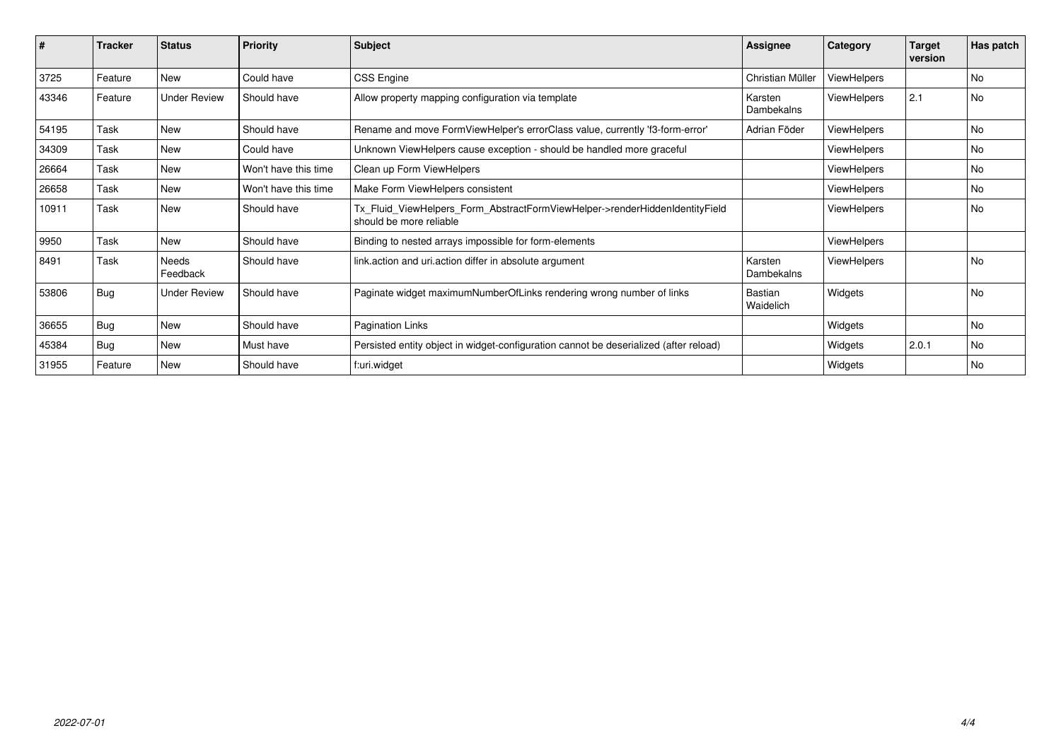| # | Tracker | Status | Priority | Subject | Assignee | Category | Target version | Has patch |
|---|---|---|---|---|---|---|---|---|
| 3725 | Feature | New | Could have | CSS Engine | Christian Müller | ViewHelpers | | No |
| 43346 | Feature | Under Review | Should have | Allow property mapping configuration via template | Karsten Dambekalns | ViewHelpers | 2.1 | No |
| 54195 | Task | New | Should have | Rename and move FormViewHelper's errorClass value, currently 'f3-form-error' | Adrian Föder | ViewHelpers | | No |
| 34309 | Task | New | Could have | Unknown ViewHelpers cause exception - should be handled more graceful | | ViewHelpers | | No |
| 26664 | Task | New | Won't have this time | Clean up Form ViewHelpers | | ViewHelpers | | No |
| 26658 | Task | New | Won't have this time | Make Form ViewHelpers consistent | | ViewHelpers | | No |
| 10911 | Task | New | Should have | Tx_Fluid_ViewHelpers_Form_AbstractFormViewHelper->renderHiddenIdentityField should be more reliable | | ViewHelpers | | No |
| 9950 | Task | New | Should have | Binding to nested arrays impossible for form-elements | | ViewHelpers | | |
| 8491 | Task | Needs Feedback | Should have | link.action and uri.action differ in absolute argument | Karsten Dambekalns | ViewHelpers | | No |
| 53806 | Bug | Under Review | Should have | Paginate widget maximumNumberOfLinks rendering wrong number of links | Bastian Waidelich | Widgets | | No |
| 36655 | Bug | New | Should have | Pagination Links | | Widgets | | No |
| 45384 | Bug | New | Must have | Persisted entity object in widget-configuration cannot be deserialized (after reload) | | Widgets | 2.0.1 | No |
| 31955 | Feature | New | Should have | f:uri.widget | | Widgets | | No |

*2022-07-01*